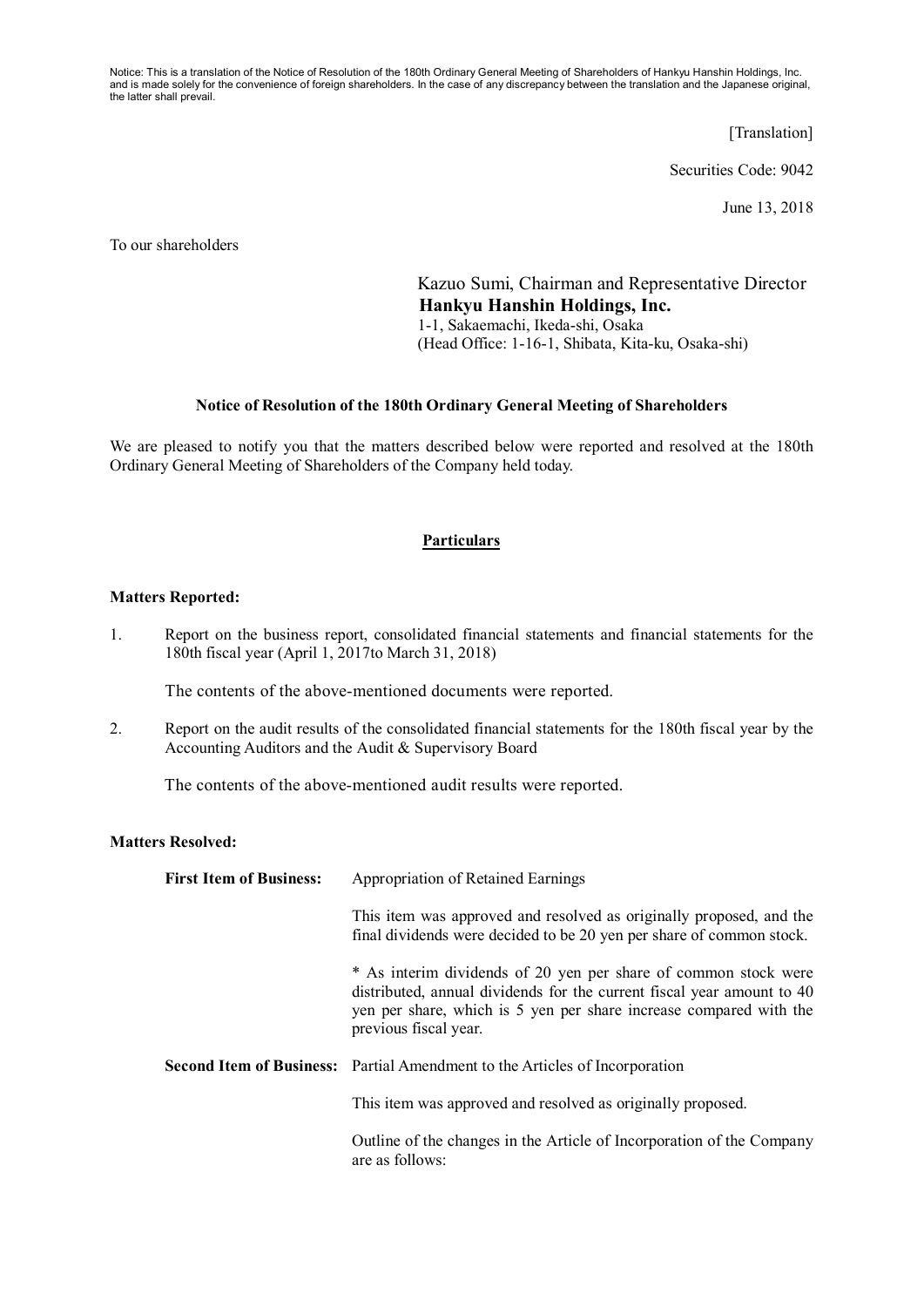Notice: This is a translation of the Notice of Resolution of the 180th Ordinary General Meeting of Shareholders of Hankyu Hanshin Holdings, Inc. and is made solely for the convenience of foreign shareholders. In the case of any discrepancy between the translation and the Japanese original, the latter shall prevail.

[Translation]

Securities Code: 9042

June 13, 2018

To our shareholders

Kazuo Sumi, Chairman and Representative Director
**Hankyu Hanshin Holdings, Inc.**
1-1, Sakaemachi, Ikeda-shi, Osaka
(Head Office: 1-16-1, Shibata, Kita-ku, Osaka-shi)

**Notice of Resolution of the 180th Ordinary General Meeting of Shareholders**

We are pleased to notify you that the matters described below were reported and resolved at the 180th Ordinary General Meeting of Shareholders of the Company held today.

**Particulars**

**Matters Reported:**

1. Report on the business report, consolidated financial statements and financial statements for the 180th fiscal year (April 1, 2017to March 31, 2018)

   The contents of the above-mentioned documents were reported.

2. Report on the audit results of the consolidated financial statements for the 180th fiscal year by the Accounting Auditors and the Audit & Supervisory Board

   The contents of the above-mentioned audit results were reported.

**Matters Resolved:**

**First Item of Business:** Appropriation of Retained Earnings

This item was approved and resolved as originally proposed, and the final dividends were decided to be 20 yen per share of common stock.

* As interim dividends of 20 yen per share of common stock were distributed, annual dividends for the current fiscal year amount to 40 yen per share, which is 5 yen per share increase compared with the previous fiscal year.

**Second Item of Business:** Partial Amendment to the Articles of Incorporation

This item was approved and resolved as originally proposed.

Outline of the changes in the Article of Incorporation of the Company are as follows: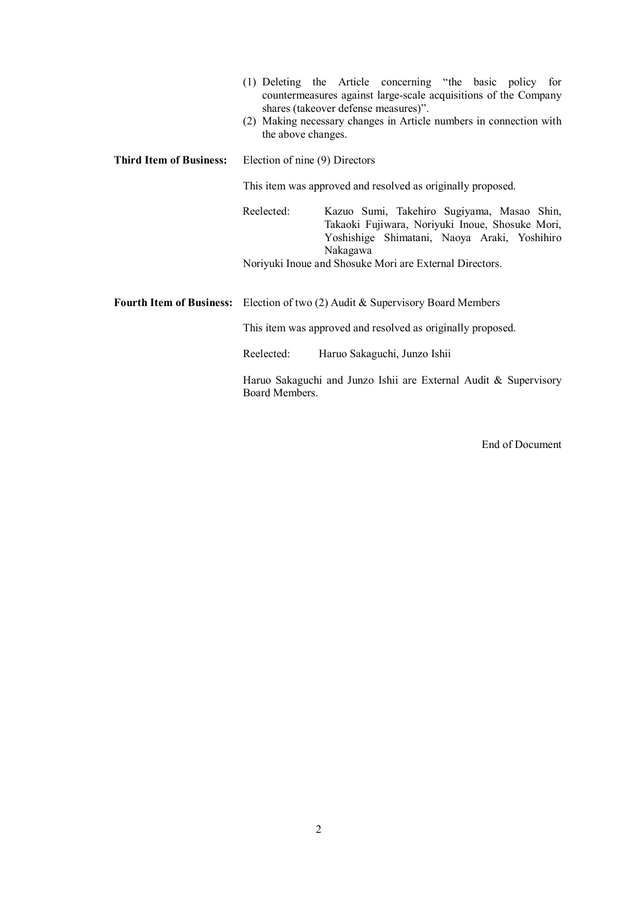(1) Deleting the Article concerning "the basic policy for countermeasures against large-scale acquisitions of the Company shares (takeover defense measures)".
(2) Making necessary changes in Article numbers in connection with the above changes.

**Third Item of Business:** Election of nine (9) Directors

This item was approved and resolved as originally proposed.

Reelected: Kazuo Sumi, Takehiro Sugiyama, Masao Shin, Takaoki Fujiwara, Noriyuki Inoue, Shosuke Mori, Yoshishige Shimatani, Naoya Araki, Yoshihiro Nakagawa

Noriyuki Inoue and Shosuke Mori are External Directors.

**Fourth Item of Business:** Election of two (2) Audit & Supervisory Board Members

This item was approved and resolved as originally proposed.

Reelected: Haruo Sakaguchi, Junzo Ishii

Haruo Sakaguchi and Junzo Ishii are External Audit & Supervisory Board Members.

End of Document